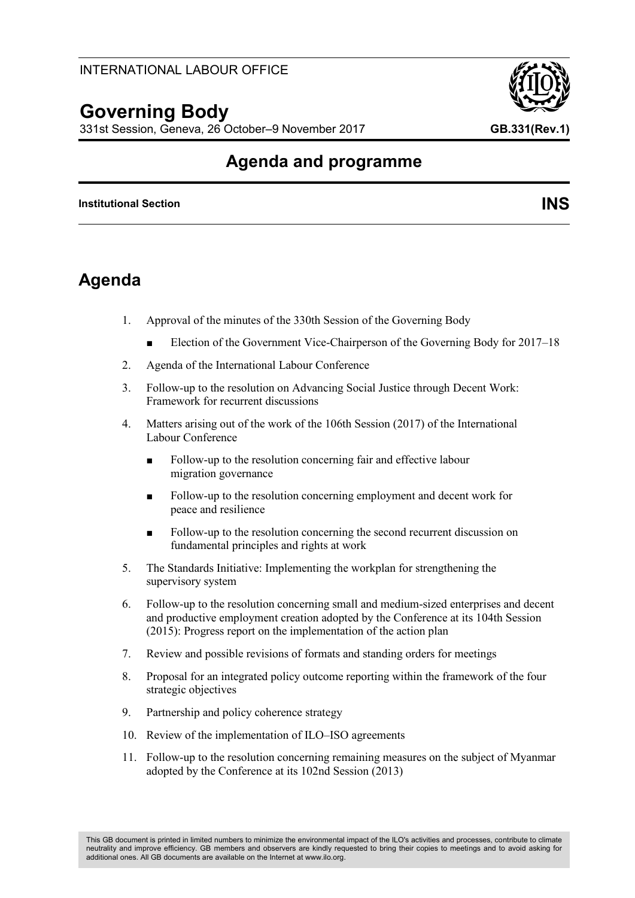INTERNATIONAL LABOUR OFFICE

# Governing Body

331st Session, Geneva, 26 October–9 November 2017 **GB.331(Rev.1)**

## Agenda and programme

**Institutional Section** **INS**

## Agenda

1. Approval of the minutes of the 330th Session of the Governing Body
   - Election of the Government Vice-Chairperson of the Governing Body for 2017–18
2. Agenda of the International Labour Conference
3. Follow-up to the resolution on Advancing Social Justice through Decent Work: Framework for recurrent discussions
4. Matters arising out of the work of the 106th Session (2017) of the International Labour Conference
   - Follow-up to the resolution concerning fair and effective labour migration governance
   - Follow-up to the resolution concerning employment and decent work for peace and resilience
   - Follow-up to the resolution concerning the second recurrent discussion on fundamental principles and rights at work
5. The Standards Initiative: Implementing the workplan for strengthening the supervisory system
6. Follow-up to the resolution concerning small and medium-sized enterprises and decent and productive employment creation adopted by the Conference at its 104th Session (2015): Progress report on the implementation of the action plan
7. Review and possible revisions of formats and standing orders for meetings
8. Proposal for an integrated policy outcome reporting within the framework of the four strategic objectives
9. Partnership and policy coherence strategy
10. Review of the implementation of ILO–ISO agreements
11. Follow-up to the resolution concerning remaining measures on the subject of Myanmar adopted by the Conference at its 102nd Session (2013)

This GB document is printed in limited numbers to minimize the environmental impact of the ILO's activities and processes, contribute to climate neutrality and improve efficiency. GB members and observers are kindly requested to bring their copies to meetings and to avoid asking for additional ones. All GB documents are available on the Internet at www.ilo.org.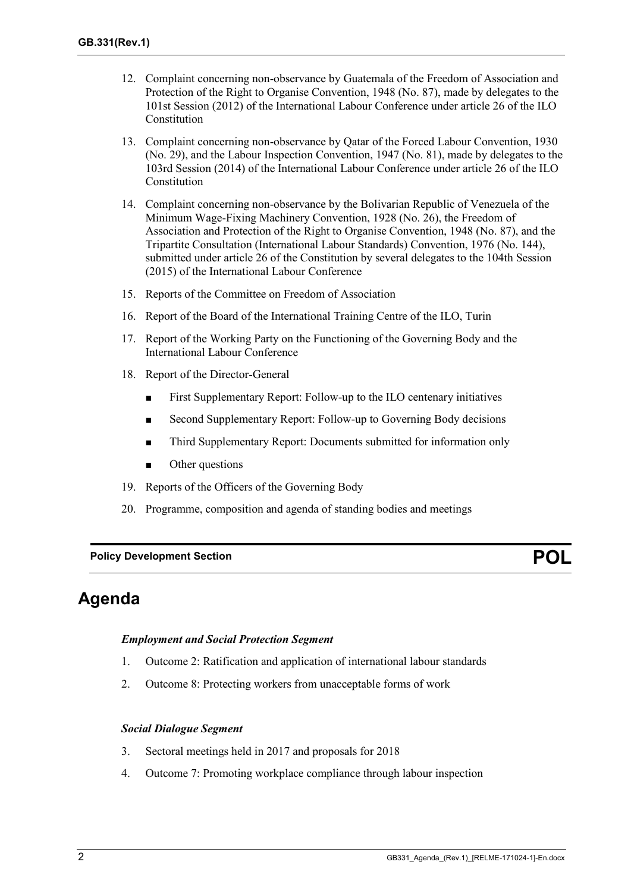12. Complaint concerning non-observance by Guatemala of the Freedom of Association and Protection of the Right to Organise Convention, 1948 (No. 87), made by delegates to the 101st Session (2012) of the International Labour Conference under article 26 of the ILO Constitution
13. Complaint concerning non-observance by Qatar of the Forced Labour Convention, 1930 (No. 29), and the Labour Inspection Convention, 1947 (No. 81), made by delegates to the 103rd Session (2014) of the International Labour Conference under article 26 of the ILO Constitution
14. Complaint concerning non-observance by the Bolivarian Republic of Venezuela of the Minimum Wage-Fixing Machinery Convention, 1928 (No. 26), the Freedom of Association and Protection of the Right to Organise Convention, 1948 (No. 87), and the Tripartite Consultation (International Labour Standards) Convention, 1976 (No. 144), submitted under article 26 of the Constitution by several delegates to the 104th Session (2015) of the International Labour Conference
15. Reports of the Committee on Freedom of Association
16. Report of the Board of the International Training Centre of the ILO, Turin
17. Report of the Working Party on the Functioning of the Governing Body and the International Labour Conference
18. Report of the Director-General
    - First Supplementary Report: Follow-up to the ILO centenary initiatives
    - Second Supplementary Report: Follow-up to Governing Body decisions
    - Third Supplementary Report: Documents submitted for information only
    - Other questions
19. Reports of the Officers of the Governing Body
20. Programme, composition and agenda of standing bodies and meetings

**Policy Development Section** **POL**

# Agenda

***Employment and Social Protection Segment***

1. Outcome 2: Ratification and application of international labour standards
2. Outcome 8: Protecting workers from unacceptable forms of work

***Social Dialogue Segment***

3. Sectoral meetings held in 2017 and proposals for 2018
4. Outcome 7: Promoting workplace compliance through labour inspection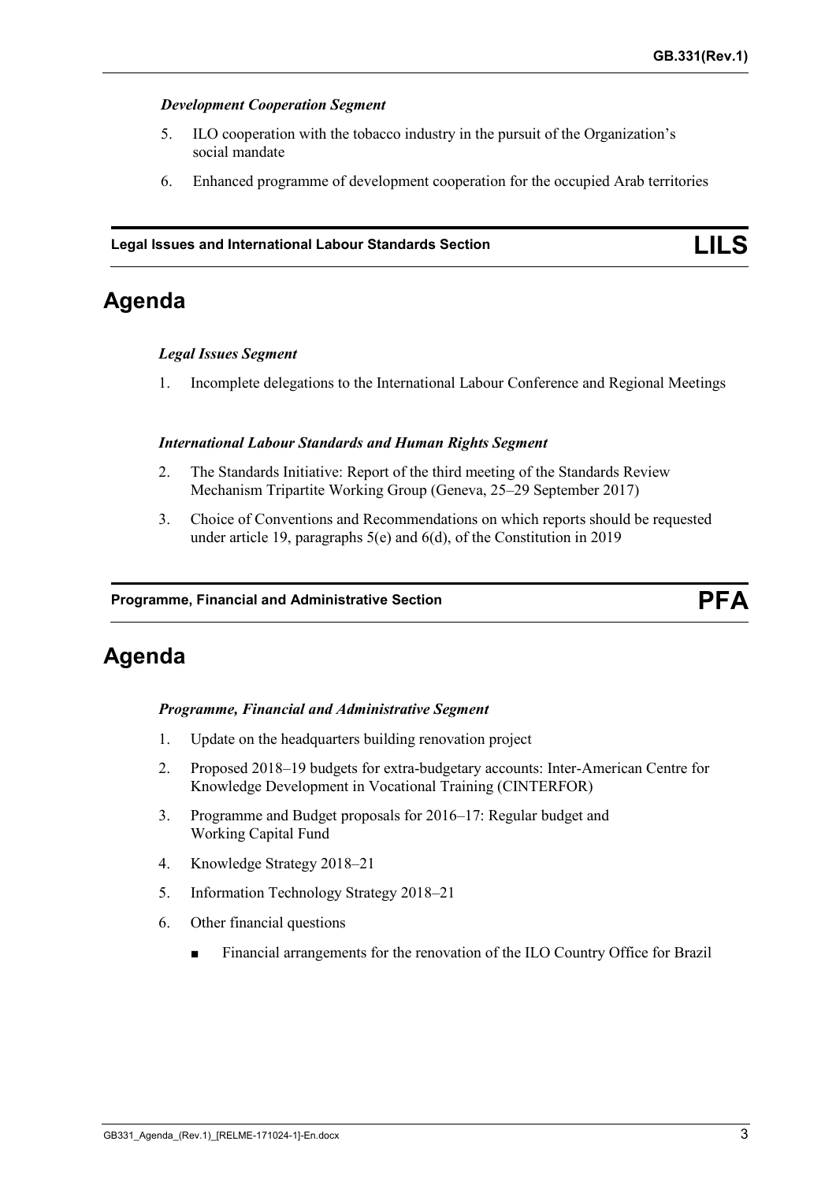### *Development Cooperation Segment*

5. ILO cooperation with the tobacco industry in the pursuit of the Organization's social mandate
6. Enhanced programme of development cooperation for the occupied Arab territories

**Legal Issues and International Labour Standards Section** **LILS**

## Agenda

### *Legal Issues Segment*

1. Incomplete delegations to the International Labour Conference and Regional Meetings

### *International Labour Standards and Human Rights Segment*

2. The Standards Initiative: Report of the third meeting of the Standards Review Mechanism Tripartite Working Group (Geneva, 25–29 September 2017)
3. Choice of Conventions and Recommendations on which reports should be requested under article 19, paragraphs 5(e) and 6(d), of the Constitution in 2019

**Programme, Financial and Administrative Section** **PFA**

## Agenda

### *Programme, Financial and Administrative Segment*

1. Update on the headquarters building renovation project
2. Proposed 2018–19 budgets for extra-budgetary accounts: Inter-American Centre for Knowledge Development in Vocational Training (CINTERFOR)
3. Programme and Budget proposals for 2016–17: Regular budget and Working Capital Fund
4. Knowledge Strategy 2018–21
5. Information Technology Strategy 2018–21
6. Other financial questions
   - Financial arrangements for the renovation of the ILO Country Office for Brazil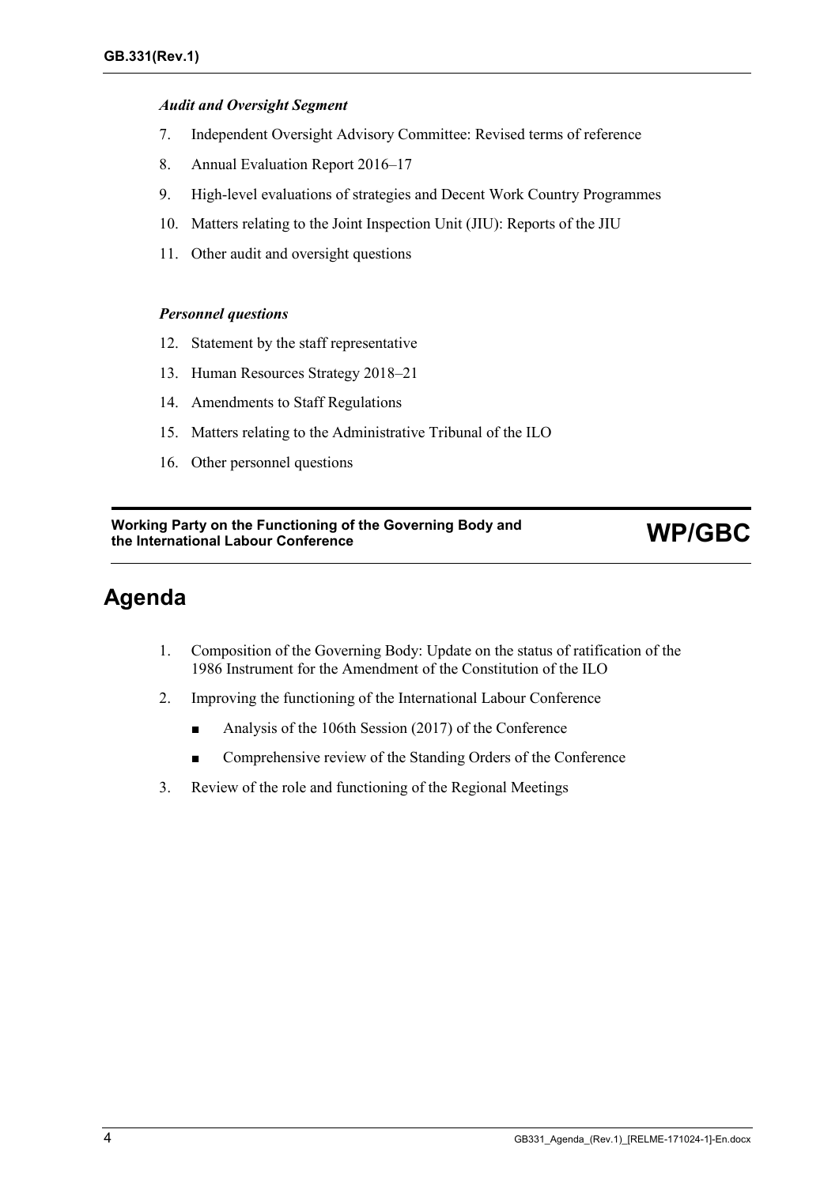*Audit and Oversight Segment*

7. Independent Oversight Advisory Committee: Revised terms of reference
8. Annual Evaluation Report 2016–17
9. High-level evaluations of strategies and Decent Work Country Programmes
10. Matters relating to the Joint Inspection Unit (JIU): Reports of the JIU
11. Other audit and oversight questions

*Personnel questions*

12. Statement by the staff representative
13. Human Resources Strategy 2018–21
14. Amendments to Staff Regulations
15. Matters relating to the Administrative Tribunal of the ILO
16. Other personnel questions

**Working Party on the Functioning of the Governing Body and the International Labour Conference** **WP/GBC**

# Agenda

1. Composition of the Governing Body: Update on the status of ratification of the 1986 Instrument for the Amendment of the Constitution of the ILO
2. Improving the functioning of the International Labour Conference
   - Analysis of the 106th Session (2017) of the Conference
   - Comprehensive review of the Standing Orders of the Conference
3. Review of the role and functioning of the Regional Meetings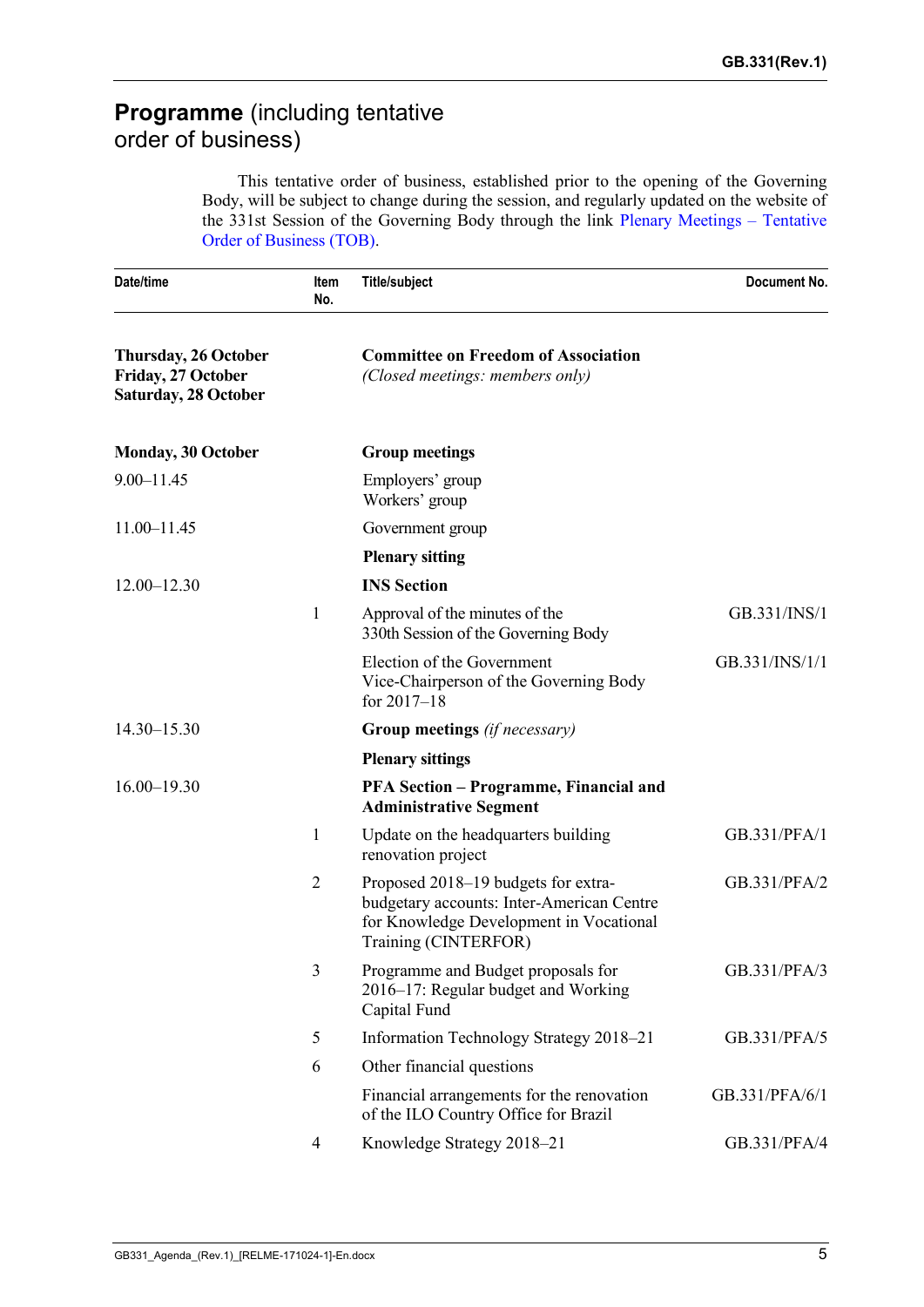## **Programme** (including tentative order of business)

This tentative order of business, established prior to the opening of the Governing Body, will be subject to change during the session, and regularly updated on the website of the 331st Session of the Governing Body through the link Plenary Meetings – Tentative Order of Business (TOB).

| Date/time | Item No. | Title/subject | Document No. |
|---|---|---|---|
| **Thursday, 26 October**<br>**Friday, 27 October**<br>**Saturday, 28 October** | | **Committee on Freedom of Association**<br>*(Closed meetings: members only)* | |
| **Monday, 30 October** | | **Group meetings** | |
| 9.00–11.45 | | Employers' group<br>Workers' group | |
| 11.00–11.45 | | Government group | |
| | | **Plenary sitting** | |
| 12.00–12.30 | | **INS Section** | |
| | 1 | Approval of the minutes of the 330th Session of the Governing Body | GB.331/INS/1 |
| | | Election of the Government Vice-Chairperson of the Governing Body for 2017–18 | GB.331/INS/1/1 |
| 14.30–15.30 | | **Group meetings** *(if necessary)* | |
| | | **Plenary sittings** | |
| 16.00–19.30 | | **PFA Section – Programme, Financial and Administrative Segment** | |
| | 1 | Update on the headquarters building renovation project | GB.331/PFA/1 |
| | 2 | Proposed 2018–19 budgets for extra-budgetary accounts: Inter-American Centre for Knowledge Development in Vocational Training (CINTERFOR) | GB.331/PFA/2 |
| | 3 | Programme and Budget proposals for 2016–17: Regular budget and Working Capital Fund | GB.331/PFA/3 |
| | 5 | Information Technology Strategy 2018–21 | GB.331/PFA/5 |
| | 6 | Other financial questions | |
| | | Financial arrangements for the renovation of the ILO Country Office for Brazil | GB.331/PFA/6/1 |
| | 4 | Knowledge Strategy 2018–21 | GB.331/PFA/4 |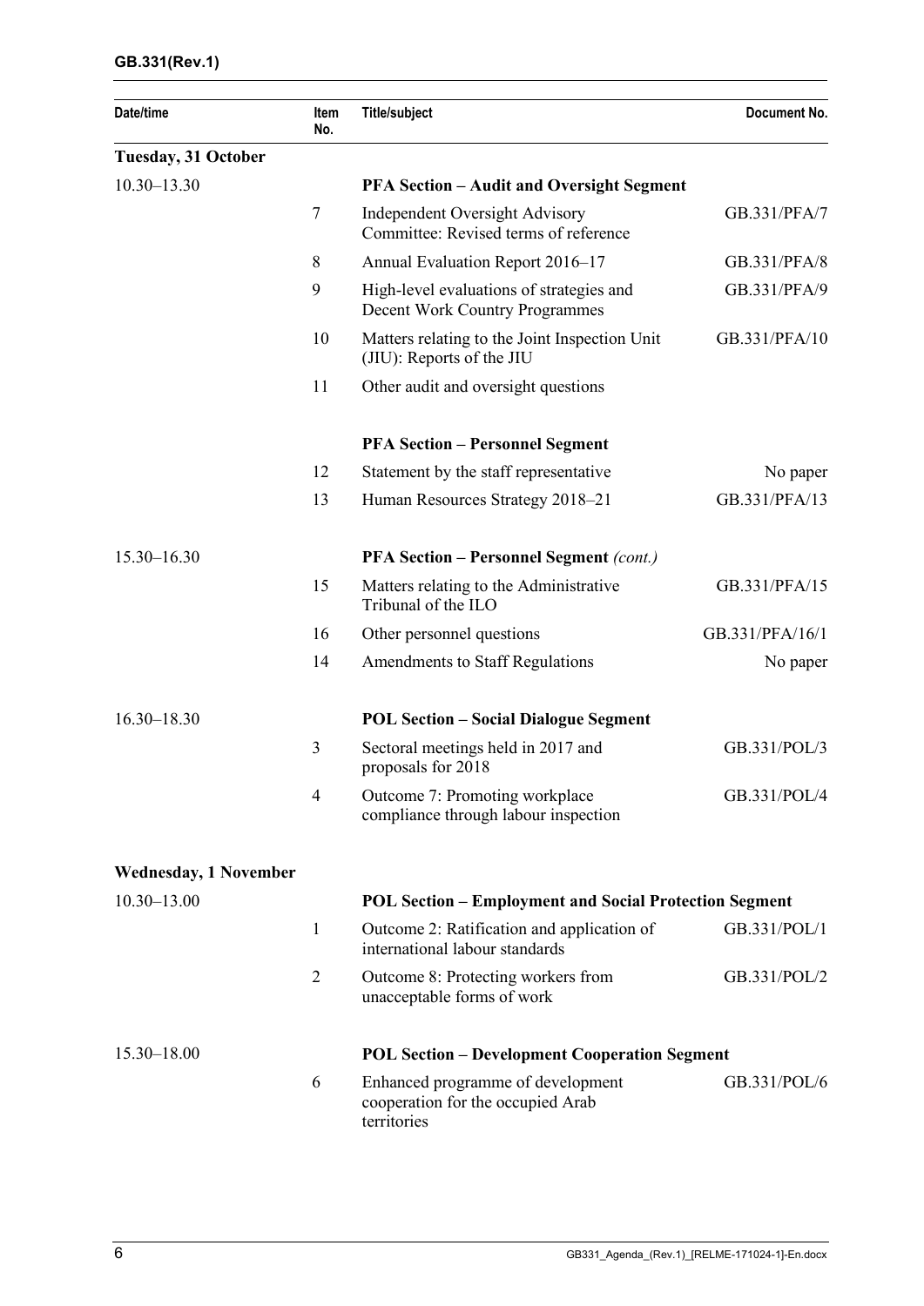| Date/time | Item No. | Title/subject | Document No. |
|---|---|---|---|
| **Tuesday, 31 October** | | | |
| 10.30–13.30 | | **PFA Section – Audit and Oversight Segment** | |
| | 7 | Independent Oversight Advisory Committee: Revised terms of reference | GB.331/PFA/7 |
| | 8 | Annual Evaluation Report 2016–17 | GB.331/PFA/8 |
| | 9 | High-level evaluations of strategies and Decent Work Country Programmes | GB.331/PFA/9 |
| | 10 | Matters relating to the Joint Inspection Unit (JIU): Reports of the JIU | GB.331/PFA/10 |
| | 11 | Other audit and oversight questions | |
| | | **PFA Section – Personnel Segment** | |
| | 12 | Statement by the staff representative | No paper |
| | 13 | Human Resources Strategy 2018–21 | GB.331/PFA/13 |
| 15.30–16.30 | | **PFA Section – Personnel Segment** *(cont.)* | |
| | 15 | Matters relating to the Administrative Tribunal of the ILO | GB.331/PFA/15 |
| | 16 | Other personnel questions | GB.331/PFA/16/1 |
| | 14 | Amendments to Staff Regulations | No paper |
| 16.30–18.30 | | **POL Section – Social Dialogue Segment** | |
| | 3 | Sectoral meetings held in 2017 and proposals for 2018 | GB.331/POL/3 |
| | 4 | Outcome 7: Promoting workplace compliance through labour inspection | GB.331/POL/4 |
| **Wednesday, 1 November** | | | |
| 10.30–13.00 | | **POL Section – Employment and Social Protection Segment** | |
| | 1 | Outcome 2: Ratification and application of international labour standards | GB.331/POL/1 |
| | 2 | Outcome 8: Protecting workers from unacceptable forms of work | GB.331/POL/2 |
| 15.30–18.00 | | **POL Section – Development Cooperation Segment** | |
| | 6 | Enhanced programme of development cooperation for the occupied Arab territories | GB.331/POL/6 |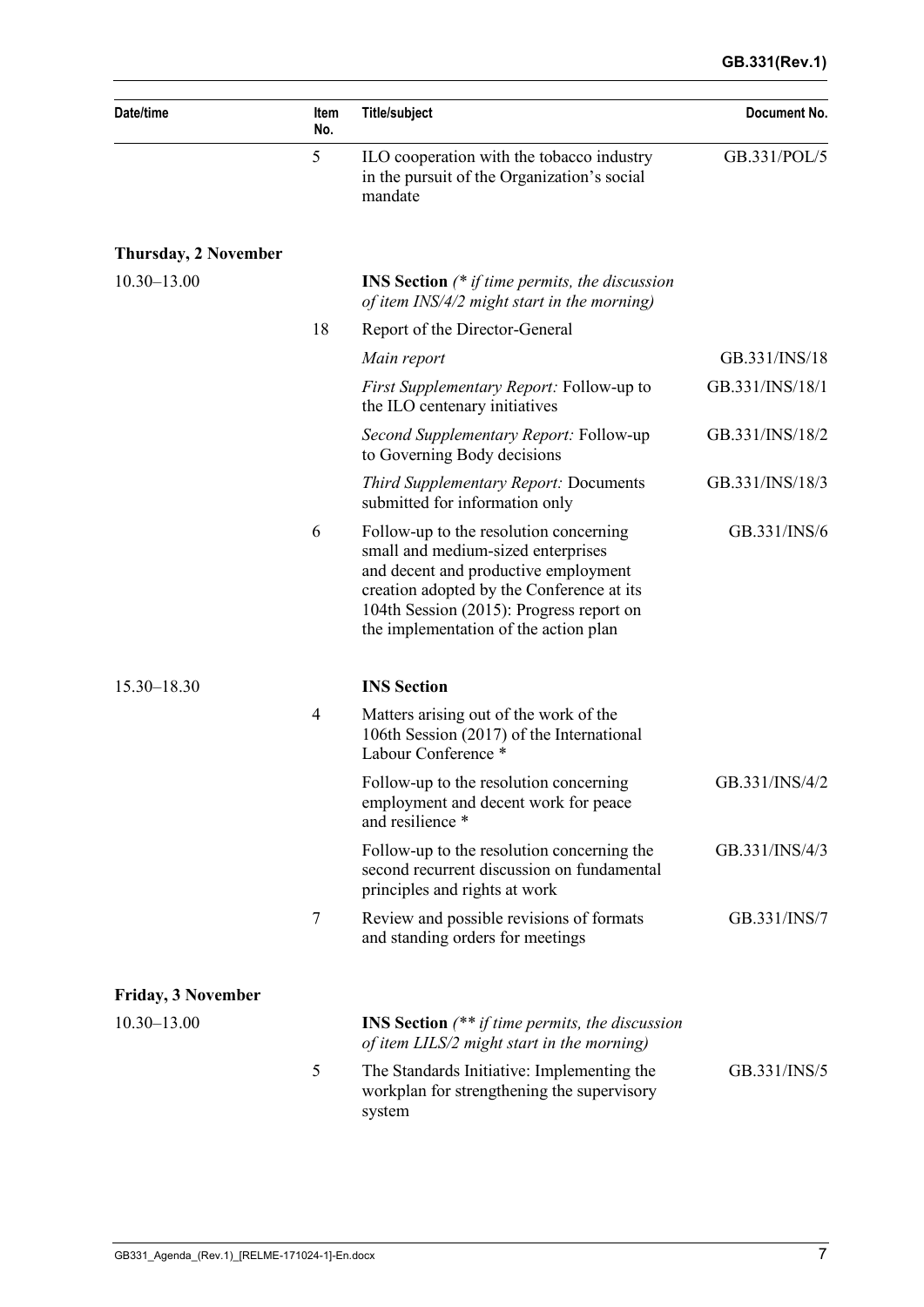| Date/time | Item No. | Title/subject | Document No. |
|---|---|---|---|
| | 5 | ILO cooperation with the tobacco industry in the pursuit of the Organization's social mandate | GB.331/POL/5 |
| **Thursday, 2 November** | | | |
| 10.30–13.00 | | **INS Section** *(\* if time permits, the discussion of item INS/4/2 might start in the morning)* | |
| | 18 | Report of the Director-General | |
| | | *Main report* | GB.331/INS/18 |
| | | *First Supplementary Report:* Follow-up to the ILO centenary initiatives | GB.331/INS/18/1 |
| | | *Second Supplementary Report:* Follow-up to Governing Body decisions | GB.331/INS/18/2 |
| | | *Third Supplementary Report:* Documents submitted for information only | GB.331/INS/18/3 |
| | 6 | Follow-up to the resolution concerning small and medium-sized enterprises and decent and productive employment creation adopted by the Conference at its 104th Session (2015): Progress report on the implementation of the action plan | GB.331/INS/6 |
| 15.30–18.30 | | **INS Section** | |
| | 4 | Matters arising out of the work of the 106th Session (2017) of the International Labour Conference * | |
| | | Follow-up to the resolution concerning employment and decent work for peace and resilience * | GB.331/INS/4/2 |
| | | Follow-up to the resolution concerning the second recurrent discussion on fundamental principles and rights at work | GB.331/INS/4/3 |
| | 7 | Review and possible revisions of formats and standing orders for meetings | GB.331/INS/7 |
| **Friday, 3 November** | | | |
| 10.30–13.00 | | **INS Section** *(\*\* if time permits, the discussion of item LILS/2 might start in the morning)* | |
| | 5 | The Standards Initiative: Implementing the workplan for strengthening the supervisory system | GB.331/INS/5 |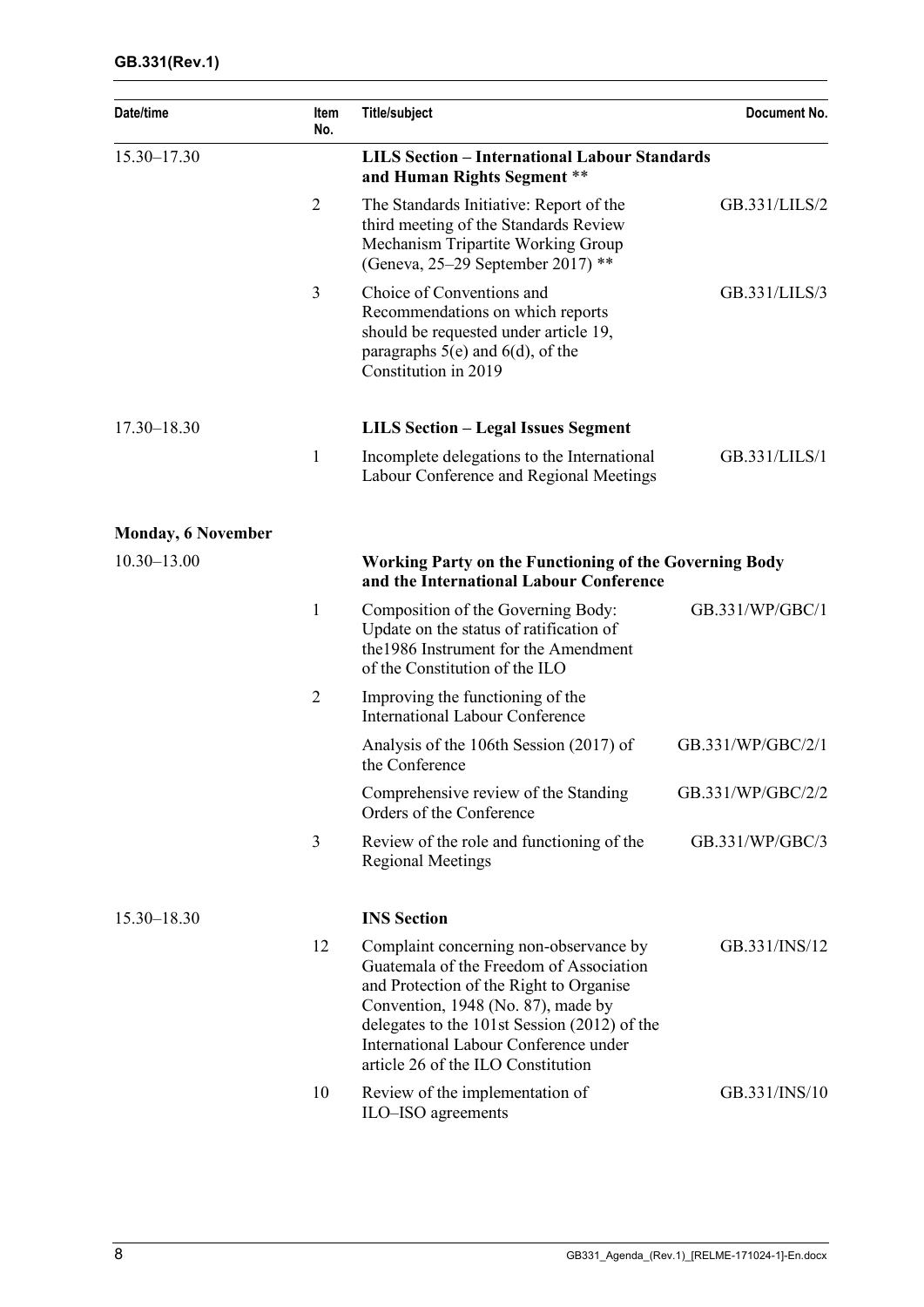| Date/time | Item No. | Title/subject | Document No. |
|---|---|---|---|
| 15.30–17.30 | | **LILS Section – International Labour Standards and Human Rights Segment** ** | |
| | 2 | The Standards Initiative: Report of the third meeting of the Standards Review Mechanism Tripartite Working Group (Geneva, 25–29 September 2017) ** | GB.331/LILS/2 |
| | 3 | Choice of Conventions and Recommendations on which reports should be requested under article 19, paragraphs 5(e) and 6(d), of the Constitution in 2019 | GB.331/LILS/3 |
| 17.30–18.30 | | **LILS Section – Legal Issues Segment** | |
| | 1 | Incomplete delegations to the International Labour Conference and Regional Meetings | GB.331/LILS/1 |
| **Monday, 6 November** | | | |
| 10.30–13.00 | | **Working Party on the Functioning of the Governing Body and the International Labour Conference** | |
| | 1 | Composition of the Governing Body: Update on the status of ratification of the1986 Instrument for the Amendment of the Constitution of the ILO | GB.331/WP/GBC/1 |
| | 2 | Improving the functioning of the International Labour Conference | |
| | | Analysis of the 106th Session (2017) of the Conference | GB.331/WP/GBC/2/1 |
| | | Comprehensive review of the Standing Orders of the Conference | GB.331/WP/GBC/2/2 |
| | 3 | Review of the role and functioning of the Regional Meetings | GB.331/WP/GBC/3 |
| 15.30–18.30 | | **INS Section** | |
| | 12 | Complaint concerning non-observance by Guatemala of the Freedom of Association and Protection of the Right to Organise Convention, 1948 (No. 87), made by delegates to the 101st Session (2012) of the International Labour Conference under article 26 of the ILO Constitution | GB.331/INS/12 |
| | 10 | Review of the implementation of ILO–ISO agreements | GB.331/INS/10 |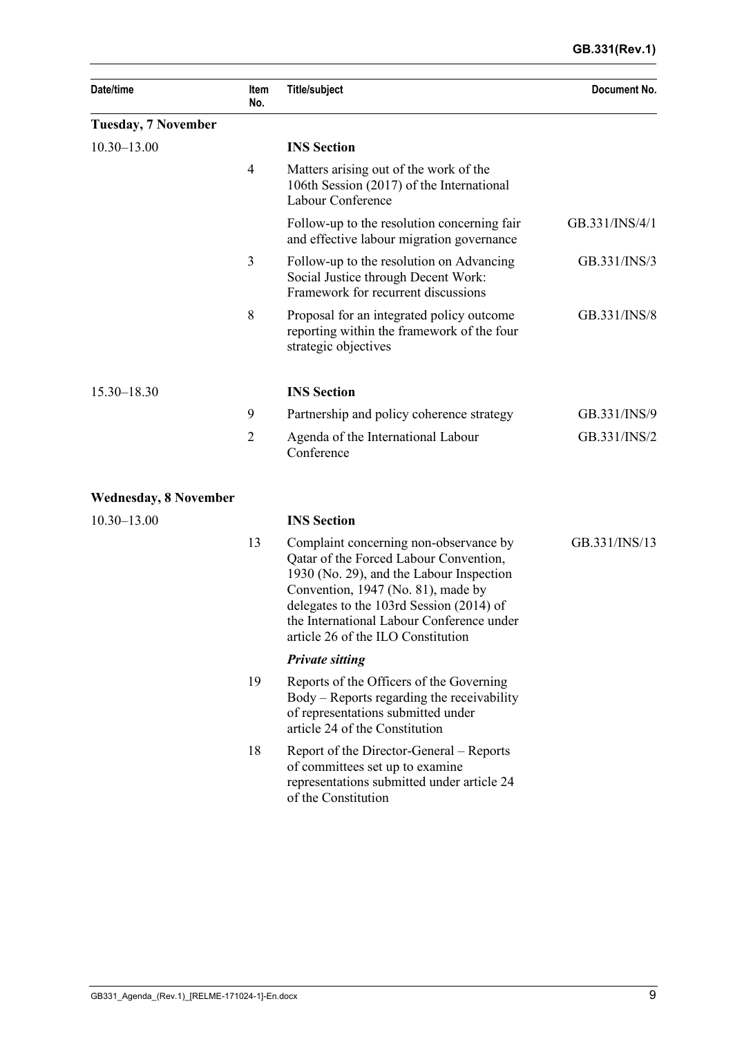| Date/time | Item No. | Title/subject | Document No. |
|---|---|---|---|
| **Tuesday, 7 November** | | | |
| 10.30–13.00 | | **INS Section** | |
| | 4 | Matters arising out of the work of the 106th Session (2017) of the International Labour Conference | |
| | | Follow-up to the resolution concerning fair and effective labour migration governance | GB.331/INS/4/1 |
| | 3 | Follow-up to the resolution on Advancing Social Justice through Decent Work: Framework for recurrent discussions | GB.331/INS/3 |
| | 8 | Proposal for an integrated policy outcome reporting within the framework of the four strategic objectives | GB.331/INS/8 |
| 15.30–18.30 | | **INS Section** | |
| | 9 | Partnership and policy coherence strategy | GB.331/INS/9 |
| | 2 | Agenda of the International Labour Conference | GB.331/INS/2 |
| **Wednesday, 8 November** | | | |
| 10.30–13.00 | | **INS Section** | |
| | 13 | Complaint concerning non-observance by Qatar of the Forced Labour Convention, 1930 (No. 29), and the Labour Inspection Convention, 1947 (No. 81), made by delegates to the 103rd Session (2014) of the International Labour Conference under article 26 of the ILO Constitution | GB.331/INS/13 |
| | | ***Private sitting*** | |
| | 19 | Reports of the Officers of the Governing Body – Reports regarding the receivability of representations submitted under article 24 of the Constitution | |
| | 18 | Report of the Director-General – Reports of committees set up to examine representations submitted under article 24 of the Constitution | |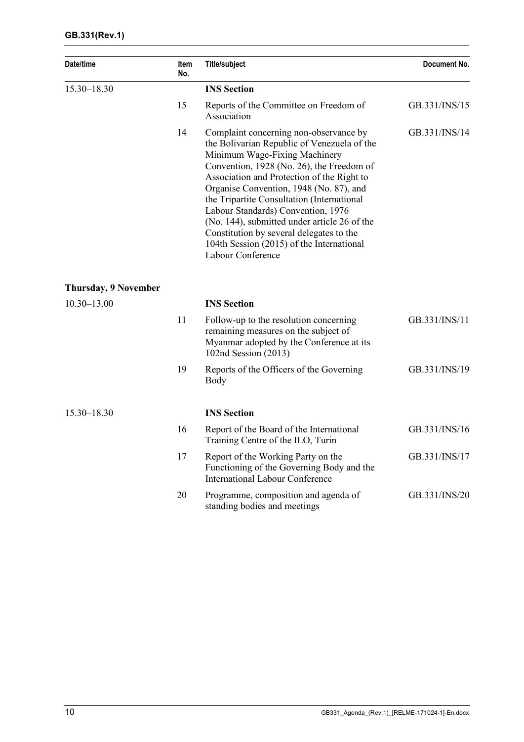| Date/time | Item No. | Title/subject | Document No. |
|---|---|---|---|
| 15.30–18.30 | | **INS Section** | |
| | 15 | Reports of the Committee on Freedom of Association | GB.331/INS/15 |
| | 14 | Complaint concerning non-observance by the Bolivarian Republic of Venezuela of the Minimum Wage-Fixing Machinery Convention, 1928 (No. 26), the Freedom of Association and Protection of the Right to Organise Convention, 1948 (No. 87), and the Tripartite Consultation (International Labour Standards) Convention, 1976 (No. 144), submitted under article 26 of the Constitution by several delegates to the 104th Session (2015) of the International Labour Conference | GB.331/INS/14 |
| **Thursday, 9 November** | | | |
| 10.30–13.00 | | **INS Section** | |
| | 11 | Follow-up to the resolution concerning remaining measures on the subject of Myanmar adopted by the Conference at its 102nd Session (2013) | GB.331/INS/11 |
| | 19 | Reports of the Officers of the Governing Body | GB.331/INS/19 |
| 15.30–18.30 | | **INS Section** | |
| | 16 | Report of the Board of the International Training Centre of the ILO, Turin | GB.331/INS/16 |
| | 17 | Report of the Working Party on the Functioning of the Governing Body and the International Labour Conference | GB.331/INS/17 |
| | 20 | Programme, composition and agenda of standing bodies and meetings | GB.331/INS/20 |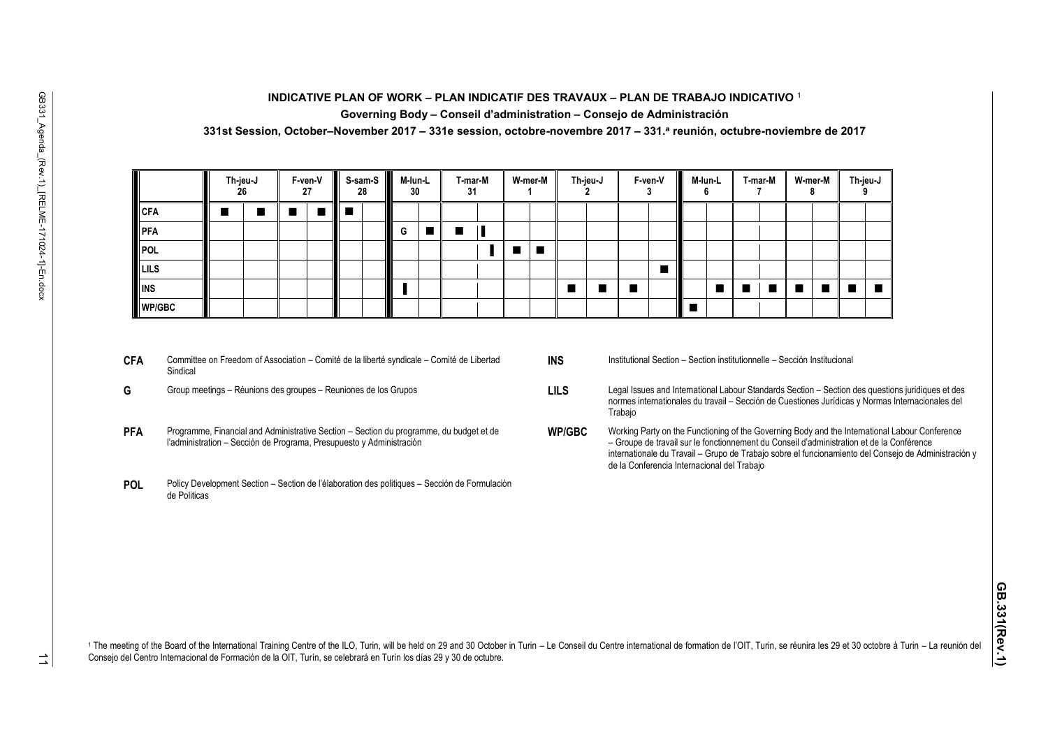**INDICATIVE PLAN OF WORK – PLAN INDICATIF DES TRAVAUX – PLAN DE TRABAJO INDICATIVO** [1]

**Governing Body – Conseil d'administration – Consejo de Administración**

**331st Session, October–November 2017 – 331e session, octobre-novembre 2017 – 331.ª reunión, octubre-noviembre de 2017**

| | Th-jeu-J 26 | | F-ven-V 27 | | S-sam-S 28 | | M-lun-L 30 | | T-mar-M 31 | | W-mer-M 1 | | Th-jeu-J 2 | | F-ven-V 3 | | M-lun-L 6 | | T-mar-M 7 | | W-mer-M 8 | | Th-jeu-J 9 | |
|---|---|---|---|---|---|---|---|---|---|---|---|---|---|---|---|---|---|---|---|---|---|---|---|---|
| **CFA** | ■ | ■ | ■ | ■ | ■ | | | | | | | | | | | | | | | | | | | |
| **PFA** | | | | | | | G | ■ | ■ | ▌ | | | | | | | | | | | | | | |
| **POL** | | | | | | | | | | ▐ | ■ | ■ | | | | | | | | | | | | |
| **LILS** | | | | | | | | | | | | | | | | ■ | | | | | | | | |
| **INS** | | | | | | | ▌ | | | | | | ■ | ■ | ■ | | | ■ | ■ | ■ | ■ | ■ | ■ | ■ |
| **WP/GBC** | | | | | | | | | | | | | | | | | ■ | | | | | | | |

**CFA** Committee on Freedom of Association – Comité de la liberté syndicale – Comité de Libertad Sindical

**G** Group meetings – Réunions des groupes – Reuniones de los Grupos

**PFA** Programme, Financial and Administrative Section – Section du programme, du budget et de l'administration – Sección de Programa, Presupuesto y Administración

**POL** Policy Development Section – Section de l'élaboration des politiques – Sección de Formulación de Políticas

**INS** Institutional Section – Section institutionnelle – Sección Institucional

**LILS** Legal Issues and International Labour Standards Section – Section des questions juridiques et des normes internationales du travail – Sección de Cuestiones Jurídicas y Normas Internacionales del Trabajo

**WP/GBC** Working Party on the Functioning of the Governing Body and the International Labour Conference – Groupe de travail sur le fonctionnement du Conseil d'administration et de la Conférence internationale du Travail – Grupo de Trabajo sobre el funcionamiento del Consejo de Administración y de la Conferencia Internacional del Trabajo

[1] The meeting of the Board of the International Training Centre of the ILO, Turin, will be held on 29 and 30 October in Turin – Le Conseil du Centre international de formation de l'OIT, Turin, se réunira les 29 et 30 octobre à Turin – La reunión del Consejo del Centro Internacional de Formación de la OIT, Turín, se celebrará en Turín los días 29 y 30 de octubre.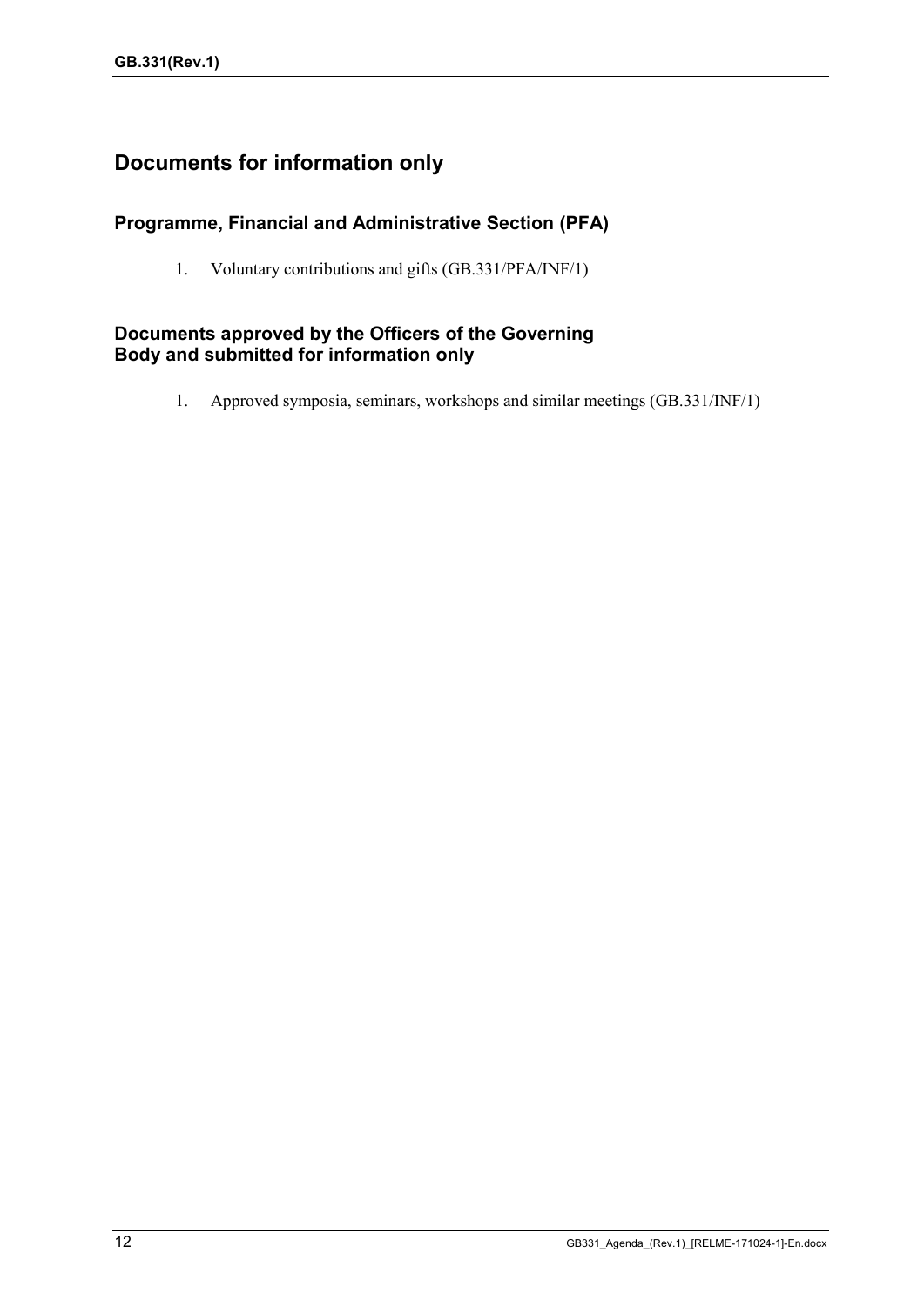## Documents for information only

### Programme, Financial and Administrative Section (PFA)

1. Voluntary contributions and gifts (GB.331/PFA/INF/1)

### Documents approved by the Officers of the Governing Body and submitted for information only

1. Approved symposia, seminars, workshops and similar meetings (GB.331/INF/1)